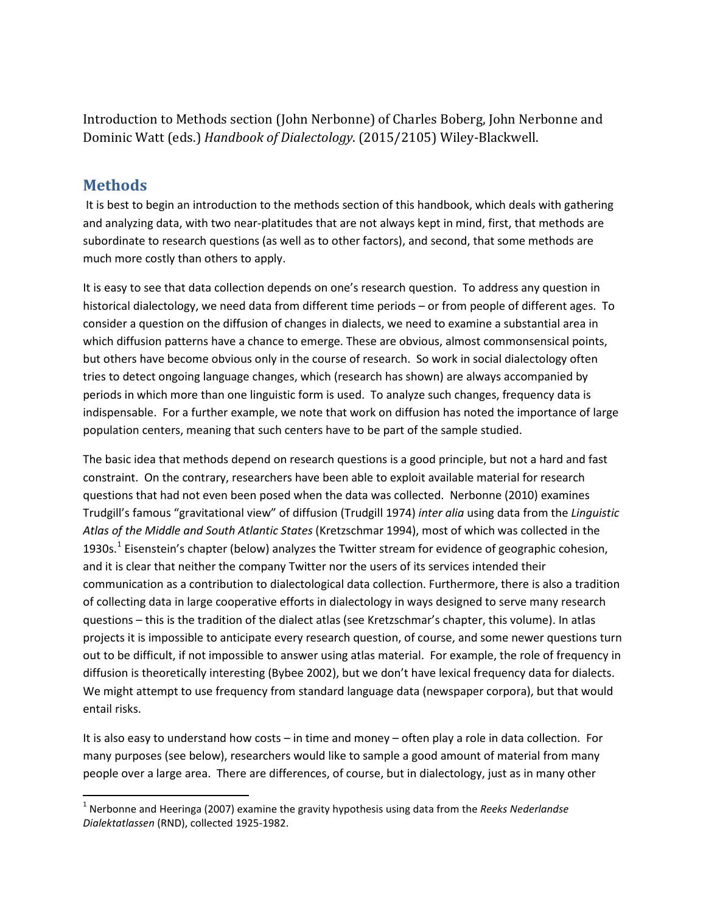Introduction to Methods section (John Nerbonne) of Charles Boberg, John Nerbonne and Dominic Watt (eds.) *Handbook of Dialectology*. (2015/2105) Wiley-Blackwell.

## Methods

It is best to begin an introduction to the methods section of this handbook, which deals with gathering and analyzing data, with two near-platitudes that are not always kept in mind, first, that methods are subordinate to research questions (as well as to other factors), and second, that some methods are much more costly than others to apply.

It is easy to see that data collection depends on one's research question. To address any question in historical dialectology, we need data from different time periods – or from people of different ages. To consider a question on the diffusion of changes in dialects, we need to examine a substantial area in which diffusion patterns have a chance to emerge. These are obvious, almost commonsensical points, but others have become obvious only in the course of research. So work in social dialectology often tries to detect ongoing language changes, which (research has shown) are always accompanied by periods in which more than one linguistic form is used. To analyze such changes, frequency data is indispensable. For a further example, we note that work on diffusion has noted the importance of large population centers, meaning that such centers have to be part of the sample studied.

The basic idea that methods depend on research questions is a good principle, but not a hard and fast constraint. On the contrary, researchers have been able to exploit available material for research questions that had not even been posed when the data was collected. Nerbonne (2010) examines Trudgill's famous "gravitational view" of diffusion (Trudgill 1974) *inter alia* using data from the *Linguistic Atlas of the Middle and South Atlantic States* (Kretzschmar 1994), most of which was collected in the 1930s.[1] Eisenstein's chapter (below) analyzes the Twitter stream for evidence of geographic cohesion, and it is clear that neither the company Twitter nor the users of its services intended their communication as a contribution to dialectological data collection. Furthermore, there is also a tradition of collecting data in large cooperative efforts in dialectology in ways designed to serve many research questions – this is the tradition of the dialect atlas (see Kretzschmar's chapter, this volume). In atlas projects it is impossible to anticipate every research question, of course, and some newer questions turn out to be difficult, if not impossible to answer using atlas material. For example, the role of frequency in diffusion is theoretically interesting (Bybee 2002), but we don't have lexical frequency data for dialects. We might attempt to use frequency from standard language data (newspaper corpora), but that would entail risks.

It is also easy to understand how costs – in time and money – often play a role in data collection. For many purposes (see below), researchers would like to sample a good amount of material from many people over a large area. There are differences, of course, but in dialectology, just as in many other

[1] Nerbonne and Heeringa (2007) examine the gravity hypothesis using data from the *Reeks Nederlandse Dialektatlassen* (RND), collected 1925-1982.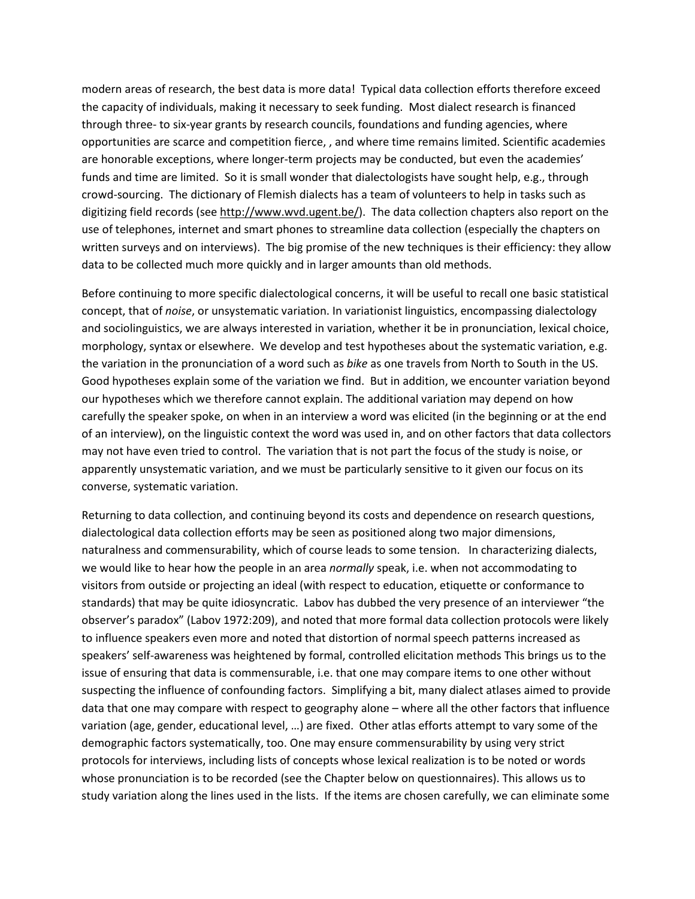modern areas of research, the best data is more data! Typical data collection efforts therefore exceed the capacity of individuals, making it necessary to seek funding. Most dialect research is financed through three- to six-year grants by research councils, foundations and funding agencies, where opportunities are scarce and competition fierce, , and where time remains limited. Scientific academies are honorable exceptions, where longer-term projects may be conducted, but even the academies' funds and time are limited. So it is small wonder that dialectologists have sought help, e.g., through crowd-sourcing. The dictionary of Flemish dialects has a team of volunteers to help in tasks such as digitizing field records (see http://www.wvd.ugent.be/). The data collection chapters also report on the use of telephones, internet and smart phones to streamline data collection (especially the chapters on written surveys and on interviews). The big promise of the new techniques is their efficiency: they allow data to be collected much more quickly and in larger amounts than old methods.

Before continuing to more specific dialectological concerns, it will be useful to recall one basic statistical concept, that of *noise*, or unsystematic variation. In variationist linguistics, encompassing dialectology and sociolinguistics, we are always interested in variation, whether it be in pronunciation, lexical choice, morphology, syntax or elsewhere. We develop and test hypotheses about the systematic variation, e.g. the variation in the pronunciation of a word such as *bike* as one travels from North to South in the US. Good hypotheses explain some of the variation we find. But in addition, we encounter variation beyond our hypotheses which we therefore cannot explain. The additional variation may depend on how carefully the speaker spoke, on when in an interview a word was elicited (in the beginning or at the end of an interview), on the linguistic context the word was used in, and on other factors that data collectors may not have even tried to control. The variation that is not part the focus of the study is noise, or apparently unsystematic variation, and we must be particularly sensitive to it given our focus on its converse, systematic variation.

Returning to data collection, and continuing beyond its costs and dependence on research questions, dialectological data collection efforts may be seen as positioned along two major dimensions, naturalness and commensurability, which of course leads to some tension. In characterizing dialects, we would like to hear how the people in an area *normally* speak, i.e. when not accommodating to visitors from outside or projecting an ideal (with respect to education, etiquette or conformance to standards) that may be quite idiosyncratic. Labov has dubbed the very presence of an interviewer "the observer's paradox" (Labov 1972:209), and noted that more formal data collection protocols were likely to influence speakers even more and noted that distortion of normal speech patterns increased as speakers' self-awareness was heightened by formal, controlled elicitation methods This brings us to the issue of ensuring that data is commensurable, i.e. that one may compare items to one other without suspecting the influence of confounding factors. Simplifying a bit, many dialect atlases aimed to provide data that one may compare with respect to geography alone – where all the other factors that influence variation (age, gender, educational level, …) are fixed. Other atlas efforts attempt to vary some of the demographic factors systematically, too. One may ensure commensurability by using very strict protocols for interviews, including lists of concepts whose lexical realization is to be noted or words whose pronunciation is to be recorded (see the Chapter below on questionnaires). This allows us to study variation along the lines used in the lists. If the items are chosen carefully, we can eliminate some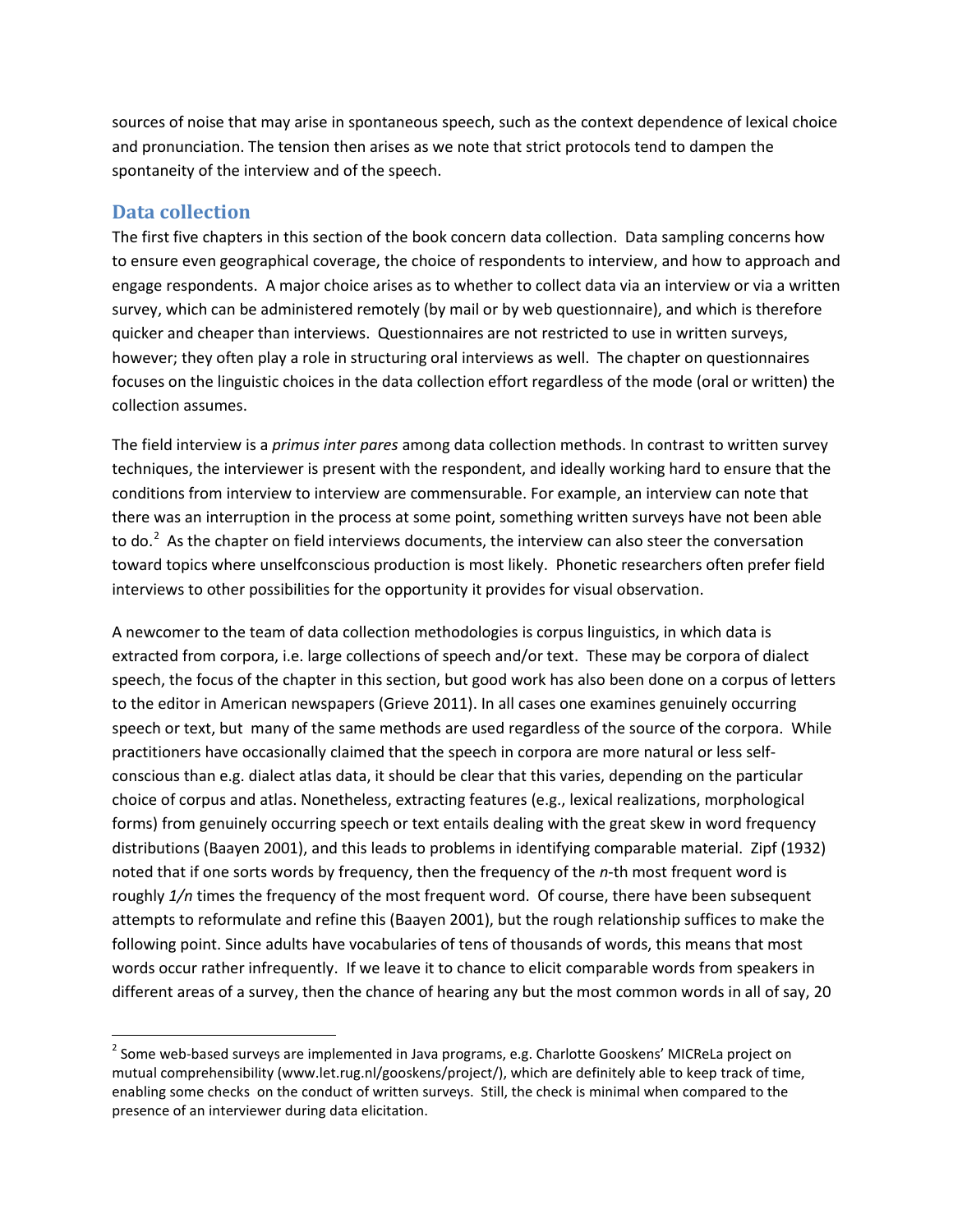sources of noise that may arise in spontaneous speech, such as the context dependence of lexical choice and pronunciation. The tension then arises as we note that strict protocols tend to dampen the spontaneity of the interview and of the speech.

## Data collection

The first five chapters in this section of the book concern data collection. Data sampling concerns how to ensure even geographical coverage, the choice of respondents to interview, and how to approach and engage respondents. A major choice arises as to whether to collect data via an interview or via a written survey, which can be administered remotely (by mail or by web questionnaire), and which is therefore quicker and cheaper than interviews. Questionnaires are not restricted to use in written surveys, however; they often play a role in structuring oral interviews as well. The chapter on questionnaires focuses on the linguistic choices in the data collection effort regardless of the mode (oral or written) the collection assumes.

The field interview is a *primus inter pares* among data collection methods. In contrast to written survey techniques, the interviewer is present with the respondent, and ideally working hard to ensure that the conditions from interview to interview are commensurable. For example, an interview can note that there was an interruption in the process at some point, something written surveys have not been able to do.[2] As the chapter on field interviews documents, the interview can also steer the conversation toward topics where unselfconscious production is most likely. Phonetic researchers often prefer field interviews to other possibilities for the opportunity it provides for visual observation.

A newcomer to the team of data collection methodologies is corpus linguistics, in which data is extracted from corpora, i.e. large collections of speech and/or text. These may be corpora of dialect speech, the focus of the chapter in this section, but good work has also been done on a corpus of letters to the editor in American newspapers (Grieve 2011). In all cases one examines genuinely occurring speech or text, but many of the same methods are used regardless of the source of the corpora. While practitioners have occasionally claimed that the speech in corpora are more natural or less self-conscious than e.g. dialect atlas data, it should be clear that this varies, depending on the particular choice of corpus and atlas. Nonetheless, extracting features (e.g., lexical realizations, morphological forms) from genuinely occurring speech or text entails dealing with the great skew in word frequency distributions (Baayen 2001), and this leads to problems in identifying comparable material. Zipf (1932) noted that if one sorts words by frequency, then the frequency of the $n$-th most frequent word is roughly $1/n$ times the frequency of the most frequent word. Of course, there have been subsequent attempts to reformulate and refine this (Baayen 2001), but the rough relationship suffices to make the following point. Since adults have vocabularies of tens of thousands of words, this means that most words occur rather infrequently. If we leave it to chance to elicit comparable words from speakers in different areas of a survey, then the chance of hearing any but the most common words in all of say, 20

[2] Some web-based surveys are implemented in Java programs, e.g. Charlotte Gooskens' MICReLa project on mutual comprehensibility (www.let.rug.nl/gooskens/project/), which are definitely able to keep track of time, enabling some checks on the conduct of written surveys. Still, the check is minimal when compared to the presence of an interviewer during data elicitation.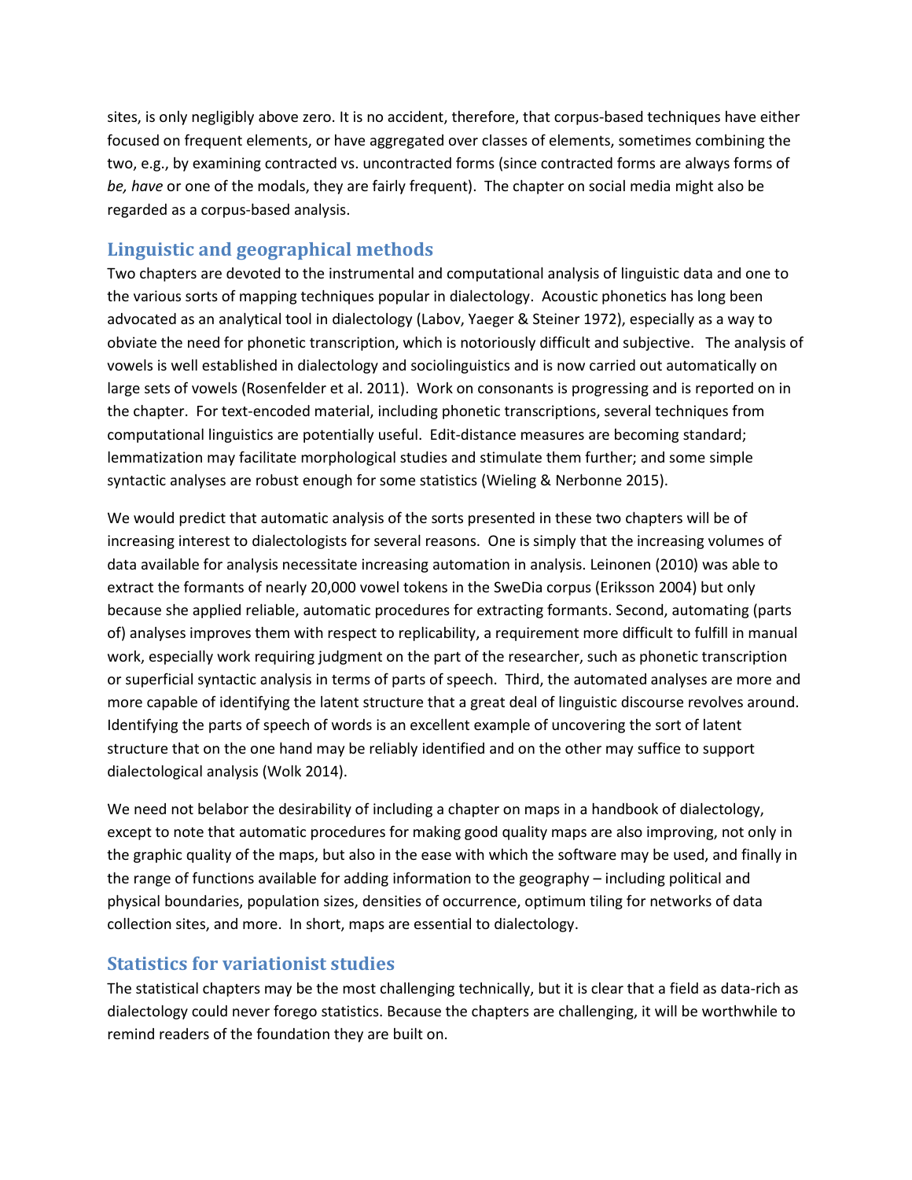sites, is only negligibly above zero. It is no accident, therefore, that corpus-based techniques have either focused on frequent elements, or have aggregated over classes of elements, sometimes combining the two, e.g., by examining contracted vs. uncontracted forms (since contracted forms are always forms of *be, have* or one of the modals, they are fairly frequent). The chapter on social media might also be regarded as a corpus-based analysis.

## Linguistic and geographical methods

Two chapters are devoted to the instrumental and computational analysis of linguistic data and one to the various sorts of mapping techniques popular in dialectology. Acoustic phonetics has long been advocated as an analytical tool in dialectology (Labov, Yaeger & Steiner 1972), especially as a way to obviate the need for phonetic transcription, which is notoriously difficult and subjective. The analysis of vowels is well established in dialectology and sociolinguistics and is now carried out automatically on large sets of vowels (Rosenfelder et al. 2011). Work on consonants is progressing and is reported on in the chapter. For text-encoded material, including phonetic transcriptions, several techniques from computational linguistics are potentially useful. Edit-distance measures are becoming standard; lemmatization may facilitate morphological studies and stimulate them further; and some simple syntactic analyses are robust enough for some statistics (Wieling & Nerbonne 2015).

We would predict that automatic analysis of the sorts presented in these two chapters will be of increasing interest to dialectologists for several reasons. One is simply that the increasing volumes of data available for analysis necessitate increasing automation in analysis. Leinonen (2010) was able to extract the formants of nearly 20,000 vowel tokens in the SweDia corpus (Eriksson 2004) but only because she applied reliable, automatic procedures for extracting formants. Second, automating (parts of) analyses improves them with respect to replicability, a requirement more difficult to fulfill in manual work, especially work requiring judgment on the part of the researcher, such as phonetic transcription or superficial syntactic analysis in terms of parts of speech. Third, the automated analyses are more and more capable of identifying the latent structure that a great deal of linguistic discourse revolves around. Identifying the parts of speech of words is an excellent example of uncovering the sort of latent structure that on the one hand may be reliably identified and on the other may suffice to support dialectological analysis (Wolk 2014).

We need not belabor the desirability of including a chapter on maps in a handbook of dialectology, except to note that automatic procedures for making good quality maps are also improving, not only in the graphic quality of the maps, but also in the ease with which the software may be used, and finally in the range of functions available for adding information to the geography – including political and physical boundaries, population sizes, densities of occurrence, optimum tiling for networks of data collection sites, and more. In short, maps are essential to dialectology.

## Statistics for variationist studies

The statistical chapters may be the most challenging technically, but it is clear that a field as data-rich as dialectology could never forego statistics. Because the chapters are challenging, it will be worthwhile to remind readers of the foundation they are built on.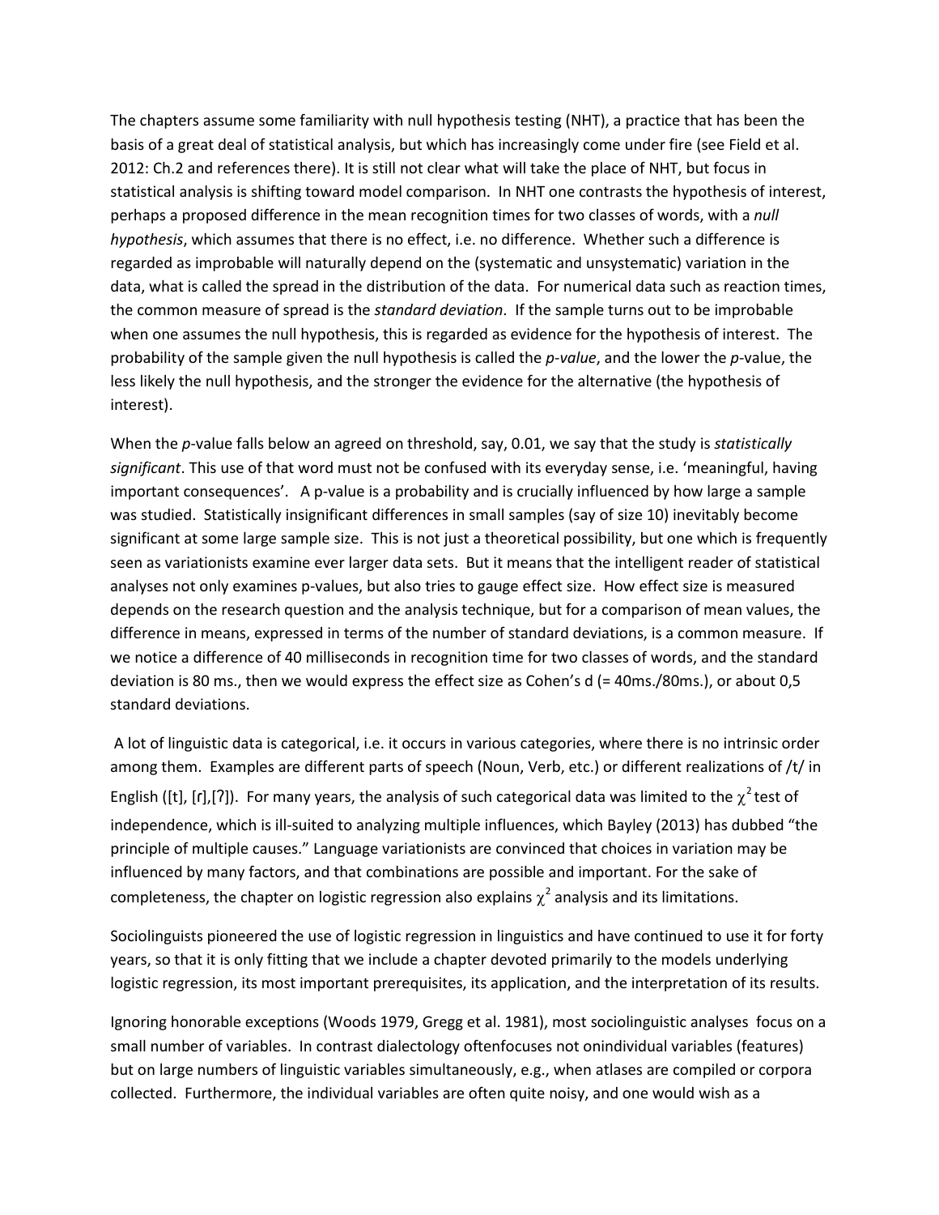The chapters assume some familiarity with null hypothesis testing (NHT), a practice that has been the basis of a great deal of statistical analysis, but which has increasingly come under fire (see Field et al. 2012: Ch.2 and references there). It is still not clear what will take the place of NHT, but focus in statistical analysis is shifting toward model comparison. In NHT one contrasts the hypothesis of interest, perhaps a proposed difference in the mean recognition times for two classes of words, with a *null hypothesis*, which assumes that there is no effect, i.e. no difference. Whether such a difference is regarded as improbable will naturally depend on the (systematic and unsystematic) variation in the data, what is called the spread in the distribution of the data. For numerical data such as reaction times, the common measure of spread is the *standard deviation*. If the sample turns out to be improbable when one assumes the null hypothesis, this is regarded as evidence for the hypothesis of interest. The probability of the sample given the null hypothesis is called the *p-value*, and the lower the *p*-value, the less likely the null hypothesis, and the stronger the evidence for the alternative (the hypothesis of interest).

When the *p*-value falls below an agreed on threshold, say, 0.01, we say that the study is *statistically significant*. This use of that word must not be confused with its everyday sense, i.e. 'meaningful, having important consequences'. A p-value is a probability and is crucially influenced by how large a sample was studied. Statistically insignificant differences in small samples (say of size 10) inevitably become significant at some large sample size. This is not just a theoretical possibility, but one which is frequently seen as variationists examine ever larger data sets. But it means that the intelligent reader of statistical analyses not only examines p-values, but also tries to gauge effect size. How effect size is measured depends on the research question and the analysis technique, but for a comparison of mean values, the difference in means, expressed in terms of the number of standard deviations, is a common measure. If we notice a difference of 40 milliseconds in recognition time for two classes of words, and the standard deviation is 80 ms., then we would express the effect size as Cohen's d (= 40ms./80ms.), or about 0,5 standard deviations.

A lot of linguistic data is categorical, i.e. it occurs in various categories, where there is no intrinsic order among them. Examples are different parts of speech (Noun, Verb, etc.) or different realizations of /t/ in English ([t], [ɾ],[ʔ]). For many years, the analysis of such categorical data was limited to the $\chi^2$ test of independence, which is ill-suited to analyzing multiple influences, which Bayley (2013) has dubbed "the principle of multiple causes." Language variationists are convinced that choices in variation may be influenced by many factors, and that combinations are possible and important. For the sake of completeness, the chapter on logistic regression also explains $\chi^2$ analysis and its limitations.

Sociolinguists pioneered the use of logistic regression in linguistics and have continued to use it for forty years, so that it is only fitting that we include a chapter devoted primarily to the models underlying logistic regression, its most important prerequisites, its application, and the interpretation of its results.

Ignoring honorable exceptions (Woods 1979, Gregg et al. 1981), most sociolinguistic analyses focus on a small number of variables. In contrast dialectology oftenfocuses not onindividual variables (features) but on large numbers of linguistic variables simultaneously, e.g., when atlases are compiled or corpora collected. Furthermore, the individual variables are often quite noisy, and one would wish as a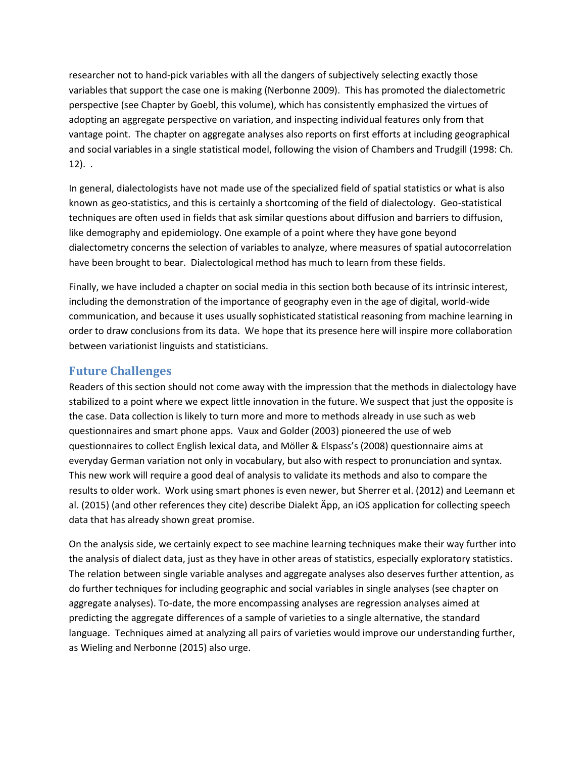researcher not to hand-pick variables with all the dangers of subjectively selecting exactly those variables that support the case one is making (Nerbonne 2009). This has promoted the dialectometric perspective (see Chapter by Goebl, this volume), which has consistently emphasized the virtues of adopting an aggregate perspective on variation, and inspecting individual features only from that vantage point. The chapter on aggregate analyses also reports on first efforts at including geographical and social variables in a single statistical model, following the vision of Chambers and Trudgill (1998: Ch. 12). .

In general, dialectologists have not made use of the specialized field of spatial statistics or what is also known as geo-statistics, and this is certainly a shortcoming of the field of dialectology. Geo-statistical techniques are often used in fields that ask similar questions about diffusion and barriers to diffusion, like demography and epidemiology. One example of a point where they have gone beyond dialectometry concerns the selection of variables to analyze, where measures of spatial autocorrelation have been brought to bear. Dialectological method has much to learn from these fields.

Finally, we have included a chapter on social media in this section both because of its intrinsic interest, including the demonstration of the importance of geography even in the age of digital, world-wide communication, and because it uses usually sophisticated statistical reasoning from machine learning in order to draw conclusions from its data. We hope that its presence here will inspire more collaboration between variationist linguists and statisticians.

## Future Challenges

Readers of this section should not come away with the impression that the methods in dialectology have stabilized to a point where we expect little innovation in the future. We suspect that just the opposite is the case. Data collection is likely to turn more and more to methods already in use such as web questionnaires and smart phone apps. Vaux and Golder (2003) pioneered the use of web questionnaires to collect English lexical data, and Möller & Elspass's (2008) questionnaire aims at everyday German variation not only in vocabulary, but also with respect to pronunciation and syntax. This new work will require a good deal of analysis to validate its methods and also to compare the results to older work. Work using smart phones is even newer, but Sherrer et al. (2012) and Leemann et al. (2015) (and other references they cite) describe Dialekt Äpp, an iOS application for collecting speech data that has already shown great promise.

On the analysis side, we certainly expect to see machine learning techniques make their way further into the analysis of dialect data, just as they have in other areas of statistics, especially exploratory statistics. The relation between single variable analyses and aggregate analyses also deserves further attention, as do further techniques for including geographic and social variables in single analyses (see chapter on aggregate analyses). To-date, the more encompassing analyses are regression analyses aimed at predicting the aggregate differences of a sample of varieties to a single alternative, the standard language. Techniques aimed at analyzing all pairs of varieties would improve our understanding further, as Wieling and Nerbonne (2015) also urge.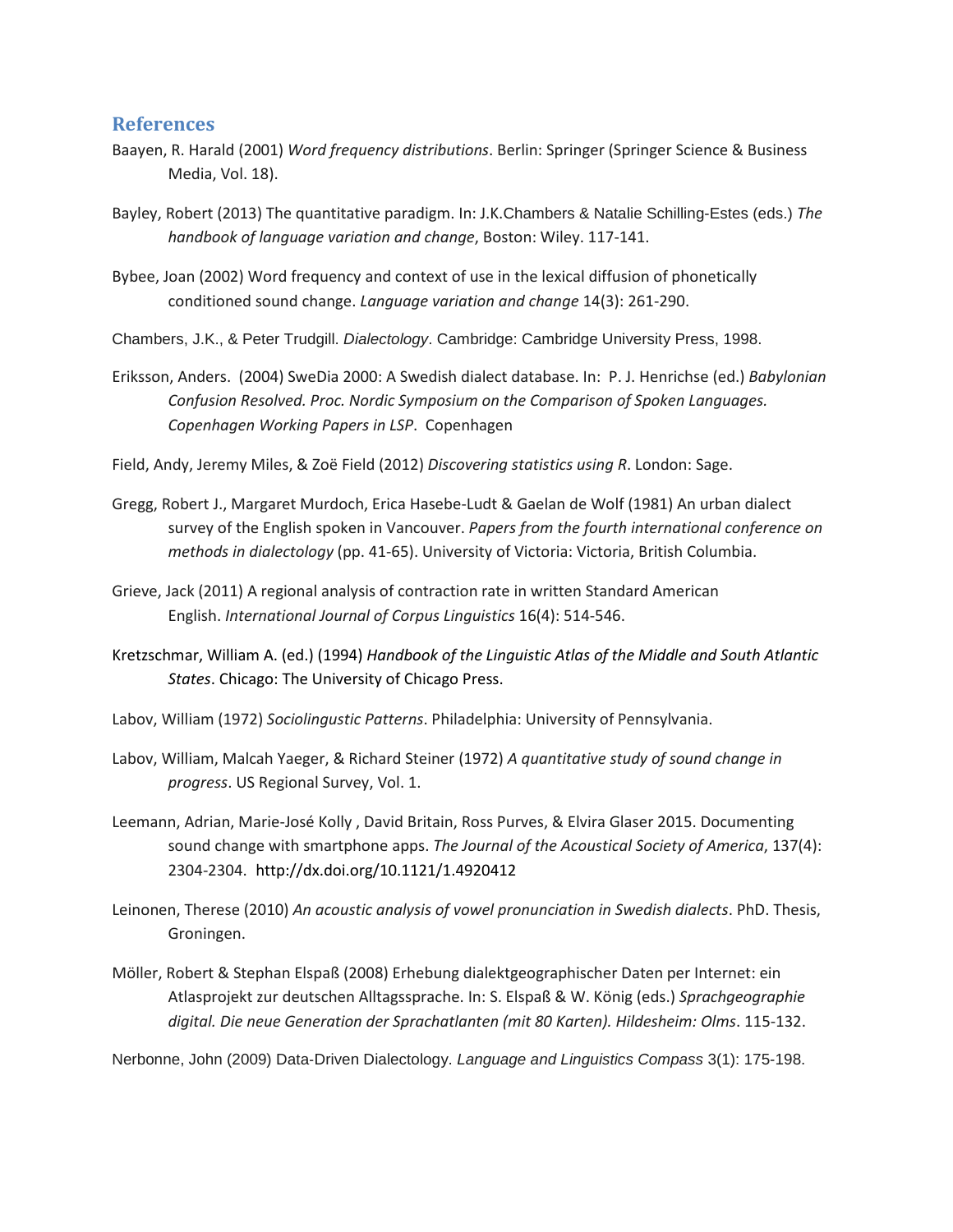## References

Baayen, R. Harald (2001) *Word frequency distributions*. Berlin: Springer (Springer Science & Business Media, Vol. 18).

Bayley, Robert (2013) The quantitative paradigm. In: J.K.Chambers & Natalie Schilling-Estes (eds.) *The handbook of language variation and change*, Boston: Wiley. 117-141.

Bybee, Joan (2002) Word frequency and context of use in the lexical diffusion of phonetically conditioned sound change. *Language variation and change* 14(3): 261-290.

Chambers, J.K., & Peter Trudgill. *Dialectology*. Cambridge: Cambridge University Press, 1998.

Eriksson, Anders. (2004) SweDia 2000: A Swedish dialect database. In: P. J. Henrichse (ed.) *Babylonian Confusion Resolved. Proc. Nordic Symposium on the Comparison of Spoken Languages. Copenhagen Working Papers in LSP*. Copenhagen

Field, Andy, Jeremy Miles, & Zoë Field (2012) *Discovering statistics using R*. London: Sage.

Gregg, Robert J., Margaret Murdoch, Erica Hasebe-Ludt & Gaelan de Wolf (1981) An urban dialect survey of the English spoken in Vancouver. *Papers from the fourth international conference on methods in dialectology* (pp. 41-65). University of Victoria: Victoria, British Columbia.

Grieve, Jack (2011) A regional analysis of contraction rate in written Standard American English. *International Journal of Corpus Linguistics* 16(4): 514-546.

Kretzschmar, William A. (ed.) (1994) *Handbook of the Linguistic Atlas of the Middle and South Atlantic States*. Chicago: The University of Chicago Press.

Labov, William (1972) *Sociolingustic Patterns*. Philadelphia: University of Pennsylvania.

Labov, William, Malcah Yaeger, & Richard Steiner (1972) *A quantitative study of sound change in progress*. US Regional Survey, Vol. 1.

Leemann, Adrian, Marie-José Kolly , David Britain, Ross Purves, & Elvira Glaser 2015. Documenting sound change with smartphone apps. *The Journal of the Acoustical Society of America*, 137(4): 2304-2304. http://dx.doi.org/10.1121/1.4920412

Leinonen, Therese (2010) *An acoustic analysis of vowel pronunciation in Swedish dialects*. PhD. Thesis, Groningen.

Möller, Robert & Stephan Elspaß (2008) Erhebung dialektgeographischer Daten per Internet: ein Atlasprojekt zur deutschen Alltagssprache. In: S. Elspaß & W. König (eds.) *Sprachgeographie digital. Die neue Generation der Sprachatlanten (mit 80 Karten). Hildesheim: Olms*. 115-132.

Nerbonne, John (2009) Data-Driven Dialectology. *Language and Linguistics Compass* 3(1): 175-198.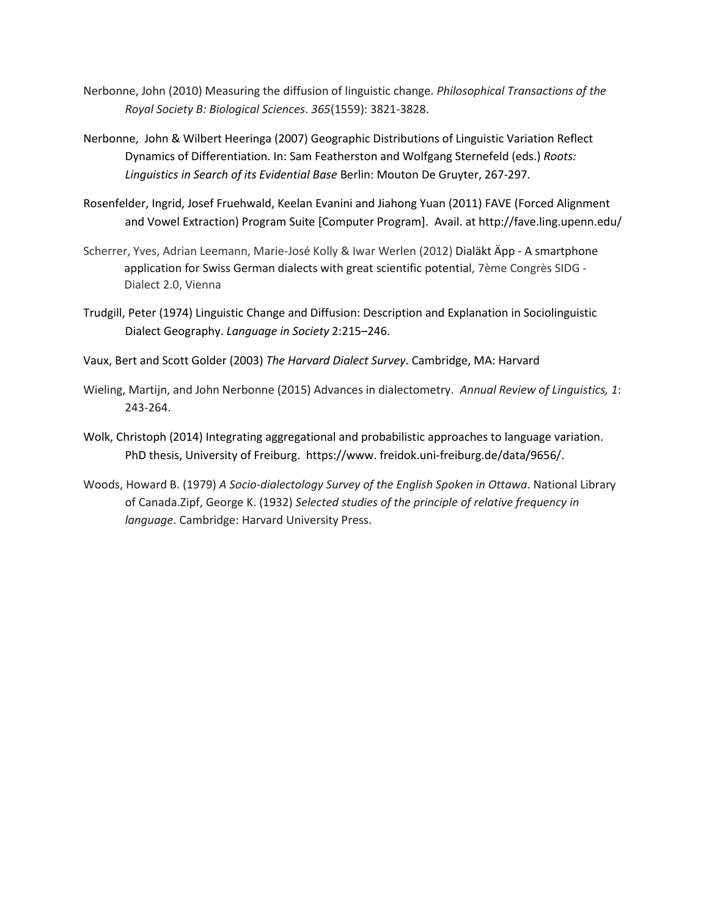Nerbonne, John (2010) Measuring the diffusion of linguistic change. *Philosophical Transactions of the Royal Society B: Biological Sciences*. *365*(1559): 3821-3828.

Nerbonne, John & Wilbert Heeringa (2007) Geographic Distributions of Linguistic Variation Reflect Dynamics of Differentiation. In: Sam Featherston and Wolfgang Sternefeld (eds.) *Roots: Linguistics in Search of its Evidential Base* Berlin: Mouton De Gruyter, 267-297.

Rosenfelder, Ingrid, Josef Fruehwald, Keelan Evanini and Jiahong Yuan (2011) FAVE (Forced Alignment and Vowel Extraction) Program Suite [Computer Program]. Avail. at http://fave.ling.upenn.edu/

Scherrer, Yves, Adrian Leemann, Marie-José Kolly & Iwar Werlen (2012) Dialäkt Äpp - A smartphone application for Swiss German dialects with great scientific potential, 7ème Congrès SIDG - Dialect 2.0, Vienna

Trudgill, Peter (1974) Linguistic Change and Diffusion: Description and Explanation in Sociolinguistic Dialect Geography. *Language in Society* 2:215–246.

Vaux, Bert and Scott Golder (2003) *The Harvard Dialect Survey*. Cambridge, MA: Harvard

Wieling, Martijn, and John Nerbonne (2015) Advances in dialectometry. *Annual Review of Linguistics, 1*: 243-264.

Wolk, Christoph (2014) Integrating aggregational and probabilistic approaches to language variation. PhD thesis, University of Freiburg. https://www. freidok.uni-freiburg.de/data/9656/.

Woods, Howard B. (1979) *A Socio-dialectology Survey of the English Spoken in Ottawa*. National Library of Canada.Zipf, George K. (1932) *Selected studies of the principle of relative frequency in language*. Cambridge: Harvard University Press.